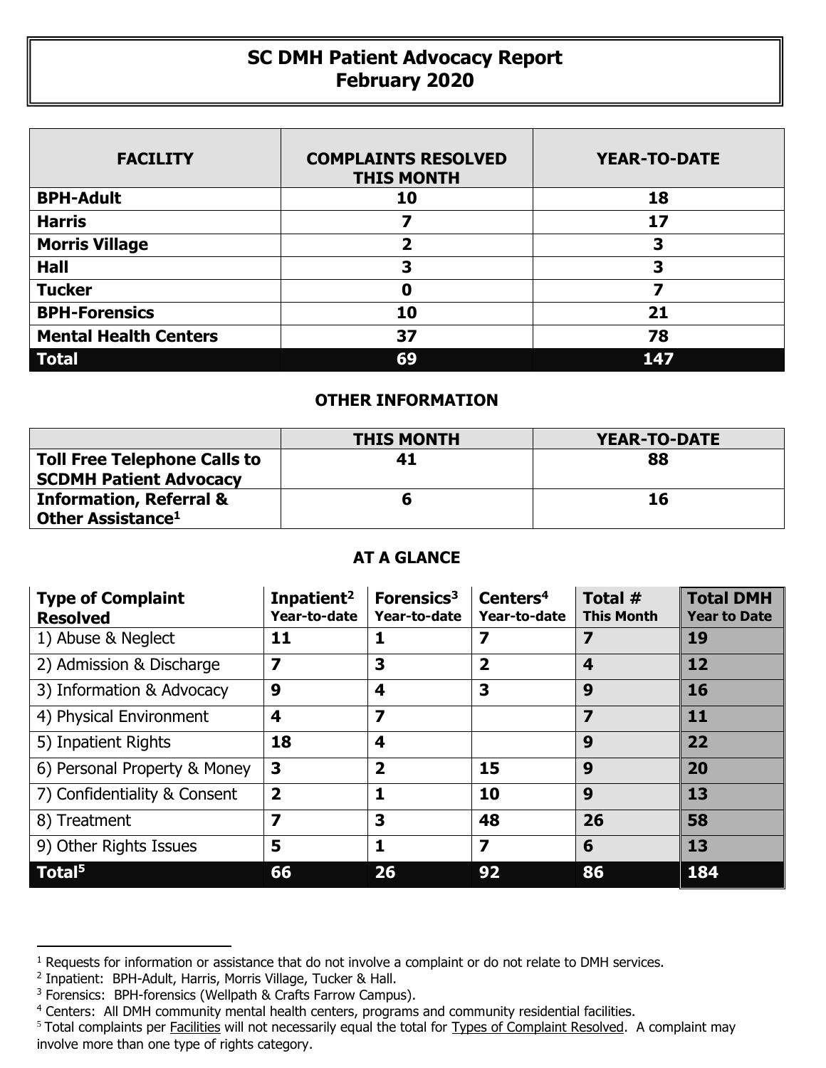# SC DMH Patient Advocacy Report
# February 2020

| FACILITY | COMPLAINTS RESOLVED THIS MONTH | YEAR-TO-DATE |
|---|---|---|
| BPH-Adult | 10 | 18 |
| Harris | 7 | 17 |
| Morris Village | 2 | 3 |
| Hall | 3 | 3 |
| Tucker | 0 | 7 |
| BPH-Forensics | 10 | 21 |
| Mental Health Centers | 37 | 78 |
| **Total** | **69** | **147** |

## OTHER INFORMATION

| | THIS MONTH | YEAR-TO-DATE |
|---|---|---|
| Toll Free Telephone Calls to SCDMH Patient Advocacy | 41 | 88 |
| Information, Referral & Other Assistance[1] | 6 | 16 |

## AT A GLANCE

| Type of Complaint Resolved | Inpatient[2] Year-to-date | Forensics[3] Year-to-date | Centers[4] Year-to-date | Total # This Month | Total DMH Year to Date |
|---|---|---|---|---|---|
| 1) Abuse & Neglect | 11 | 1 | 7 | 7 | 19 |
| 2) Admission & Discharge | 7 | 3 | 2 | 4 | 12 |
| 3) Information & Advocacy | 9 | 4 | 3 | 9 | 16 |
| 4) Physical Environment | 4 | 7 | | 7 | 11 |
| 5) Inpatient Rights | 18 | 4 | | 9 | 22 |
| 6) Personal Property & Money | 3 | 2 | 15 | 9 | 20 |
| 7) Confidentiality & Consent | 2 | 1 | 10 | 9 | 13 |
| 8) Treatment | 7 | 3 | 48 | 26 | 58 |
| 9) Other Rights Issues | 5 | 1 | 7 | 6 | 13 |
| **Total[5]** | **66** | **26** | **92** | **86** | **184** |

---

[1] Requests for information or assistance that do not involve a complaint or do not relate to DMH services.

[2] Inpatient: BPH-Adult, Harris, Morris Village, Tucker & Hall.

[3] Forensics: BPH-forensics (Wellpath & Crafts Farrow Campus).

[4] Centers: All DMH community mental health centers, programs and community residential facilities.

[5] Total complaints per Facilities will not necessarily equal the total for Types of Complaint Resolved. A complaint may involve more than one type of rights category.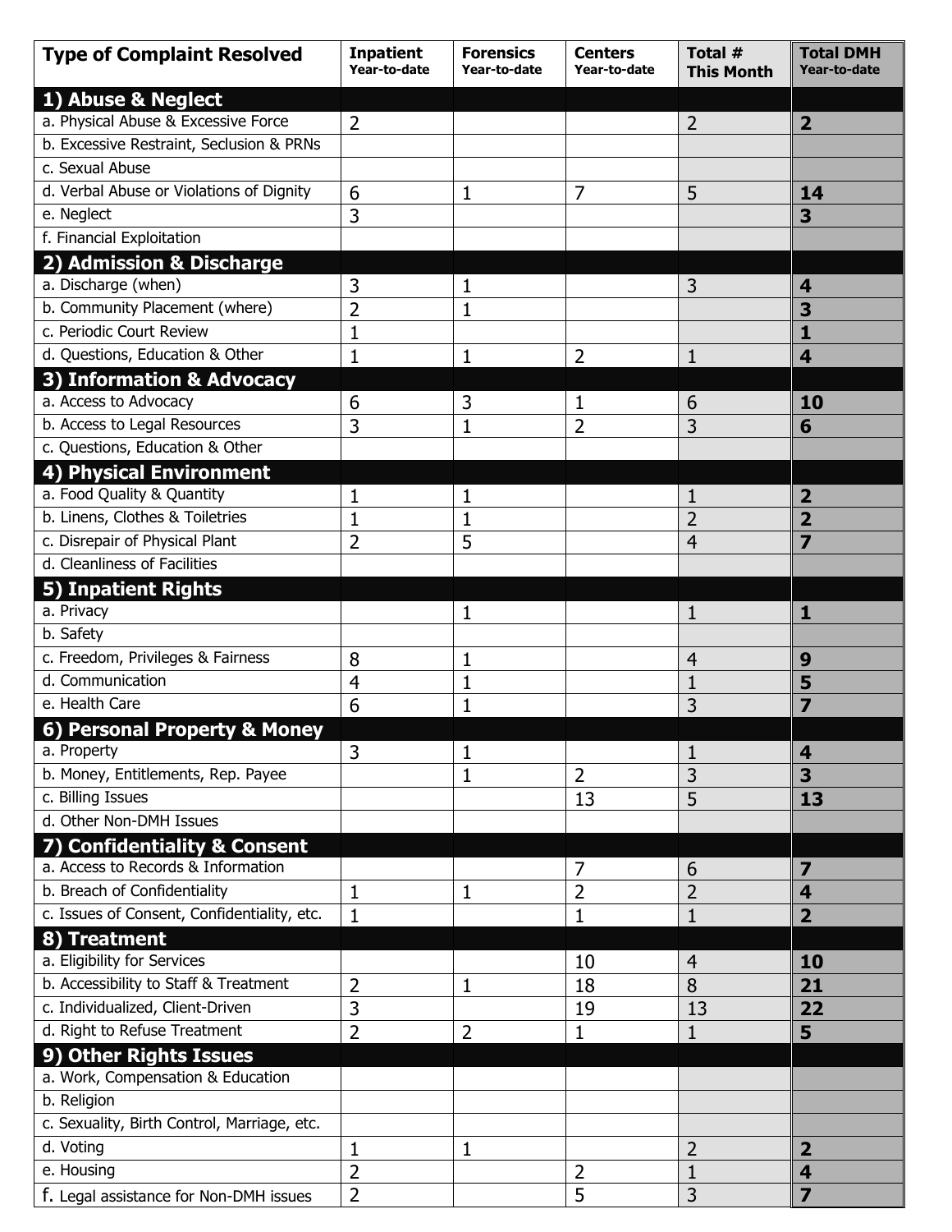| Type of Complaint Resolved | Inpatient Year-to-date | Forensics Year-to-date | Centers Year-to-date | Total # This Month | Total DMH Year-to-date |
|---|---|---|---|---|---|
| **1) Abuse & Neglect** | | | | | |
| a. Physical Abuse & Excessive Force | 2 | | | 2 | **2** |
| b. Excessive Restraint, Seclusion & PRNs | | | | | |
| c. Sexual Abuse | | | | | |
| d. Verbal Abuse or Violations of Dignity | 6 | 1 | 7 | 5 | **14** |
| e. Neglect | 3 | | | | **3** |
| f. Financial Exploitation | | | | | |
| **2) Admission & Discharge** | | | | | |
| a. Discharge (when) | 3 | 1 | | 3 | **4** |
| b. Community Placement (where) | 2 | 1 | | | **3** |
| c. Periodic Court Review | 1 | | | | **1** |
| d. Questions, Education & Other | 1 | 1 | 2 | 1 | **4** |
| **3) Information & Advocacy** | | | | | |
| a. Access to Advocacy | 6 | 3 | 1 | 6 | **10** |
| b. Access to Legal Resources | 3 | 1 | 2 | 3 | **6** |
| c. Questions, Education & Other | | | | | |
| **4) Physical Environment** | | | | | |
| a. Food Quality & Quantity | 1 | 1 | | 1 | **2** |
| b. Linens, Clothes & Toiletries | 1 | 1 | | 2 | **2** |
| c. Disrepair of Physical Plant | 2 | 5 | | 4 | **7** |
| d. Cleanliness of Facilities | | | | | |
| **5) Inpatient Rights** | | | | | |
| a. Privacy | | 1 | | 1 | **1** |
| b. Safety | | | | | |
| c. Freedom, Privileges & Fairness | 8 | 1 | | 4 | **9** |
| d. Communication | 4 | 1 | | 1 | **5** |
| e. Health Care | 6 | 1 | | 3 | **7** |
| **6) Personal Property & Money** | | | | | |
| a. Property | 3 | 1 | | 1 | **4** |
| b. Money, Entitlements, Rep. Payee | | 1 | 2 | 3 | **3** |
| c. Billing Issues | | | 13 | 5 | **13** |
| d. Other Non-DMH Issues | | | | | |
| **7) Confidentiality & Consent** | | | | | |
| a. Access to Records & Information | | | 7 | 6 | **7** |
| b. Breach of Confidentiality | 1 | 1 | 2 | 2 | **4** |
| c. Issues of Consent, Confidentiality, etc. | 1 | | 1 | 1 | **2** |
| **8) Treatment** | | | | | |
| a. Eligibility for Services | | | 10 | 4 | **10** |
| b. Accessibility to Staff & Treatment | 2 | 1 | 18 | 8 | **21** |
| c. Individualized, Client-Driven | 3 | | 19 | 13 | **22** |
| d. Right to Refuse Treatment | 2 | 2 | 1 | 1 | **5** |
| **9) Other Rights Issues** | | | | | |
| a. Work, Compensation & Education | | | | | |
| b. Religion | | | | | |
| c. Sexuality, Birth Control, Marriage, etc. | | | | | |
| d. Voting | 1 | 1 | | 2 | **2** |
| e. Housing | 2 | | 2 | 1 | **4** |
| f. Legal assistance for Non-DMH issues | 2 | | 5 | 3 | **7** |